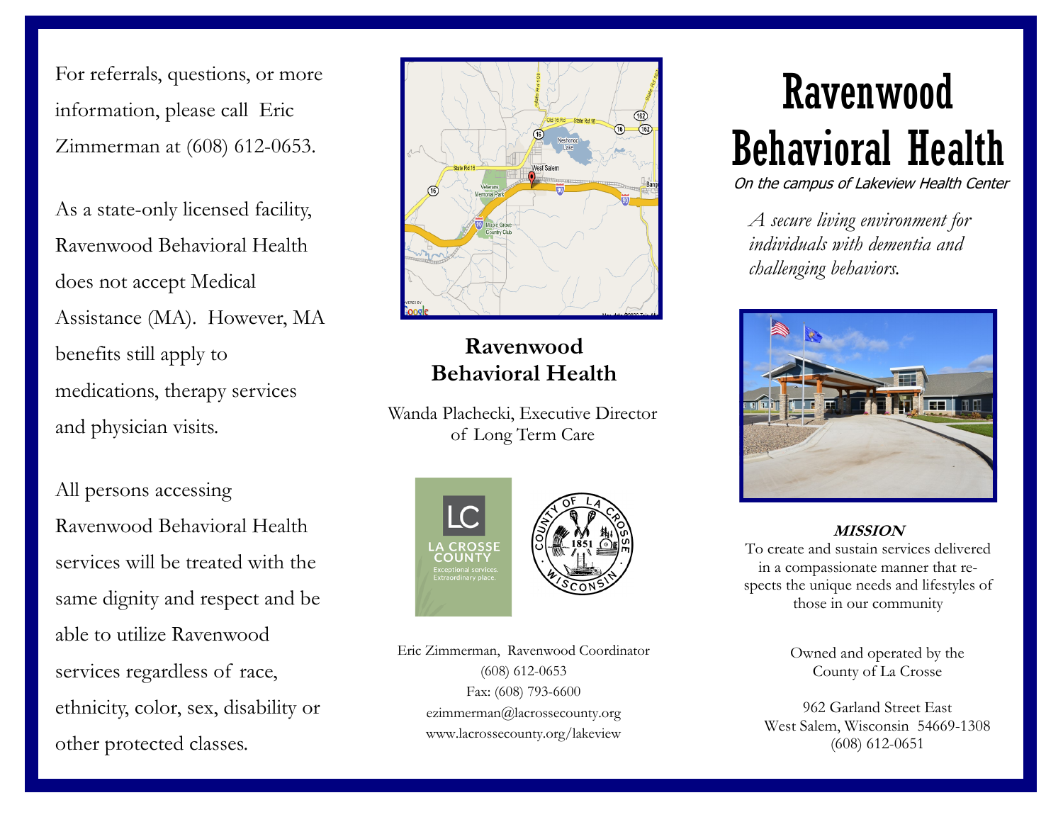For referrals, questions, or more information, please call Eric Zimmerman at (608) 612-0653.

As a state-only licensed facility, Ravenwood Behavioral Health does not accept Medical Assistance (MA). However, MA benefits still apply to medications, therapy services and physician visits.

All persons accessing Ravenwood Behavioral Health services will be treated with the same dignity and respect and be able to utilize Ravenwood services regardless of race, ethnicity, color, sex, disability or other protected classes.

**Ravenwood Behavioral Health**

Wanda Plachecki, Executive Director of Long Term Care

LC LA CROSSE COUNTY
Exceptional services. Extraordinary place.

COUNTY OF LA CROSSE 1851 WISCONSIN

Eric Zimmerman, Ravenwood Coordinator
(608) 612-0653
Fax: (608) 793-6600
ezimmerman@lacrossecounty.org
www.lacrossecounty.org/lakeview

# Ravenwood Behavioral Health

*On the campus of Lakeview Health Center*

*A secure living environment for individuals with dementia and challenging behaviors.*

***MISSION***

To create and sustain services delivered in a compassionate manner that respects the unique needs and lifestyles of those in our community

Owned and operated by the County of La Crosse

962 Garland Street East
West Salem, Wisconsin 54669-1308
(608) 612-0651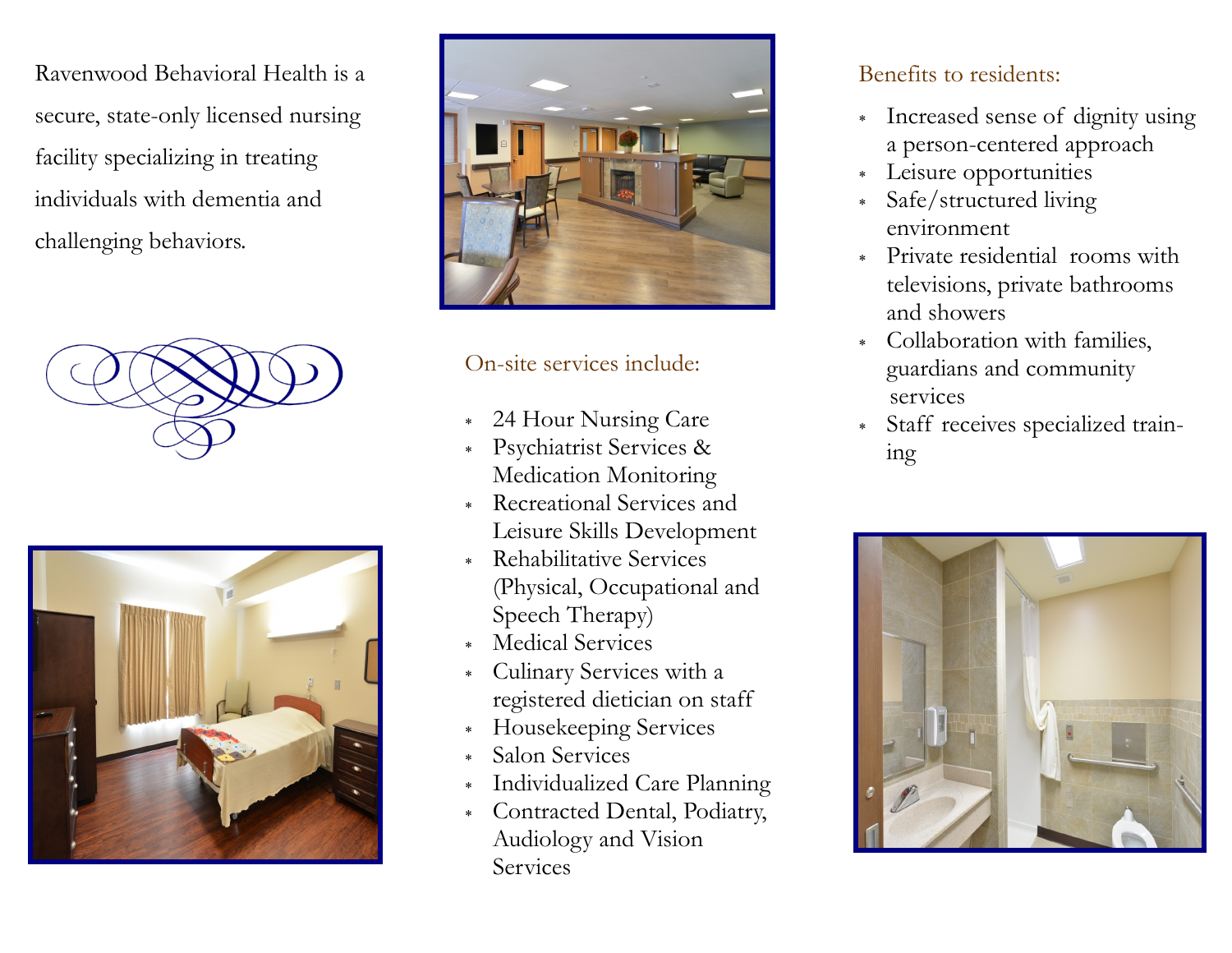Ravenwood Behavioral Health is a secure, state-only licensed nursing facility specializing in treating individuals with dementia and challenging behaviors.

## On-site services include:

- 24 Hour Nursing Care
- Psychiatrist Services & Medication Monitoring
- Recreational Services and Leisure Skills Development
- Rehabilitative Services (Physical, Occupational and Speech Therapy)
- Medical Services
- Culinary Services with a registered dietician on staff
- Housekeeping Services
- Salon Services
- Individualized Care Planning
- Contracted Dental, Podiatry, Audiology and Vision Services

## Benefits to residents:

- Increased sense of dignity using a person-centered approach
- Leisure opportunities
- Safe/structured living environment
- Private residential rooms with televisions, private bathrooms and showers
- Collaboration with families, guardians and community services
- Staff receives specialized training